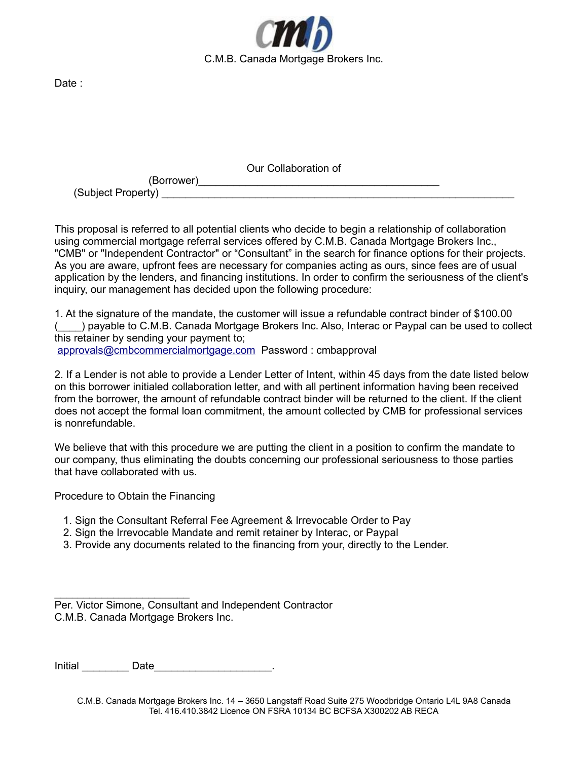C.M.B. Canada Mortgage Brokers Inc.

Date :

Our Collaboration of

(Borrower)_________________________________________

(Subject Property) ____________________________________________________________

This proposal is referred to all potential clients who decide to begin a relationship of collaboration using commercial mortgage referral services offered by C.M.B. Canada Mortgage Brokers Inc., "CMB" or "Independent Contractor" or "Consultant" in the search for finance options for their projects. As you are aware, upfront fees are necessary for companies acting as ours, since fees are of usual application by the lenders, and financing institutions. In order to confirm the seriousness of the client's inquiry, our management has decided upon the following procedure:

1. At the signature of the mandate, the customer will issue a refundable contract binder of $100.00 (____) payable to C.M.B. Canada Mortgage Brokers Inc. Also, Interac or Paypal can be used to collect this retainer by sending your payment to;
approvals@cmbcommercialmortgage.com Password : cmbapproval

2. If a Lender is not able to provide a Lender Letter of Intent, within 45 days from the date listed below on this borrower initialed collaboration letter, and with all pertinent information having been received from the borrower, the amount of refundable contract binder will be returned to the client. If the client does not accept the formal loan commitment, the amount collected by CMB for professional services is nonrefundable.

We believe that with this procedure we are putting the client in a position to confirm the mandate to our company, thus eliminating the doubts concerning our professional seriousness to those parties that have collaborated with us.

Procedure to Obtain the Financing

1. Sign the Consultant Referral Fee Agreement & Irrevocable Order to Pay
2. Sign the Irrevocable Mandate and remit retainer by Interac, or Paypal
3. Provide any documents related to the financing from your, directly to the Lender.

_______________________

Per. Victor Simone, Consultant and Independent Contractor
C.M.B. Canada Mortgage Brokers Inc.

Initial ________ Date___________________.

C.M.B. Canada Mortgage Brokers Inc. 14 – 3650 Langstaff Road Suite 275 Woodbridge Ontario L4L 9A8 Canada
Tel. 416.410.3842 Licence ON FSRA 10134 BC BCFSA X300202 AB RECA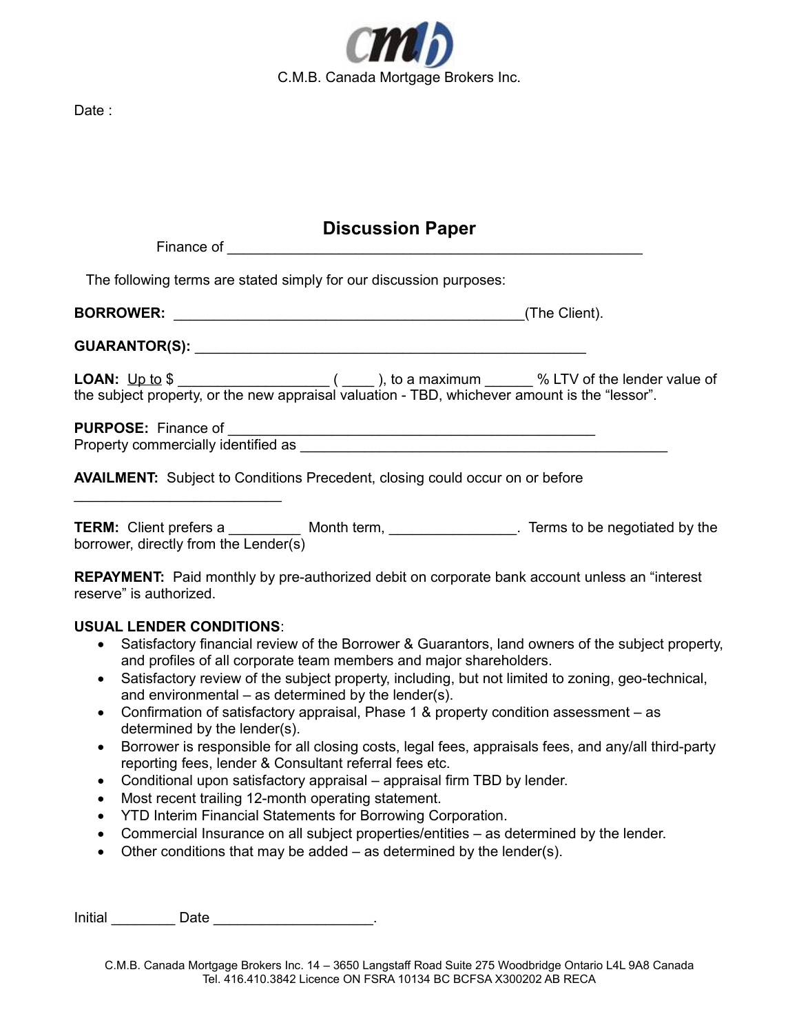C.M.B. Canada Mortgage Brokers Inc.

Date :

## Discussion Paper

Finance of ___________________________________________________

The following terms are stated simply for our discussion purposes:

**BORROWER:** ____________________________________________(The Client).

**GUARANTOR(S):** ________________________________________________

**LOAN:** Up to $ __________________ ( ____ ), to a maximum ______ % LTV of the lender value of the subject property, or the new appraisal valuation - TBD, whichever amount is the "lessor".

**PURPOSE:** Finance of ______________________________________________
Property commercially identified as ______________________________________________

**AVAILMENT:** Subject to Conditions Precedent, closing could occur on or before
__________________________

**TERM:** Client prefers a _________ Month term, _______________. Terms to be negotiated by the borrower, directly from the Lender(s)

**REPAYMENT:** Paid monthly by pre-authorized debit on corporate bank account unless an "interest reserve" is authorized.

**USUAL LENDER CONDITIONS**:

- Satisfactory financial review of the Borrower & Guarantors, land owners of the subject property, and profiles of all corporate team members and major shareholders.
- Satisfactory review of the subject property, including, but not limited to zoning, geo-technical, and environmental – as determined by the lender(s).
- Confirmation of satisfactory appraisal, Phase 1 & property condition assessment – as determined by the lender(s).
- Borrower is responsible for all closing costs, legal fees, appraisals fees, and any/all third-party reporting fees, lender & Consultant referral fees etc.
- Conditional upon satisfactory appraisal – appraisal firm TBD by lender.
- Most recent trailing 12-month operating statement.
- YTD Interim Financial Statements for Borrowing Corporation.
- Commercial Insurance on all subject properties/entities – as determined by the lender.
- Other conditions that may be added – as determined by the lender(s).

Initial ________ Date ___________________.

C.M.B. Canada Mortgage Brokers Inc. 14 – 3650 Langstaff Road Suite 275 Woodbridge Ontario L4L 9A8 Canada
Tel. 416.410.3842 Licence ON FSRA 10134 BC BCFSA X300202 AB RECA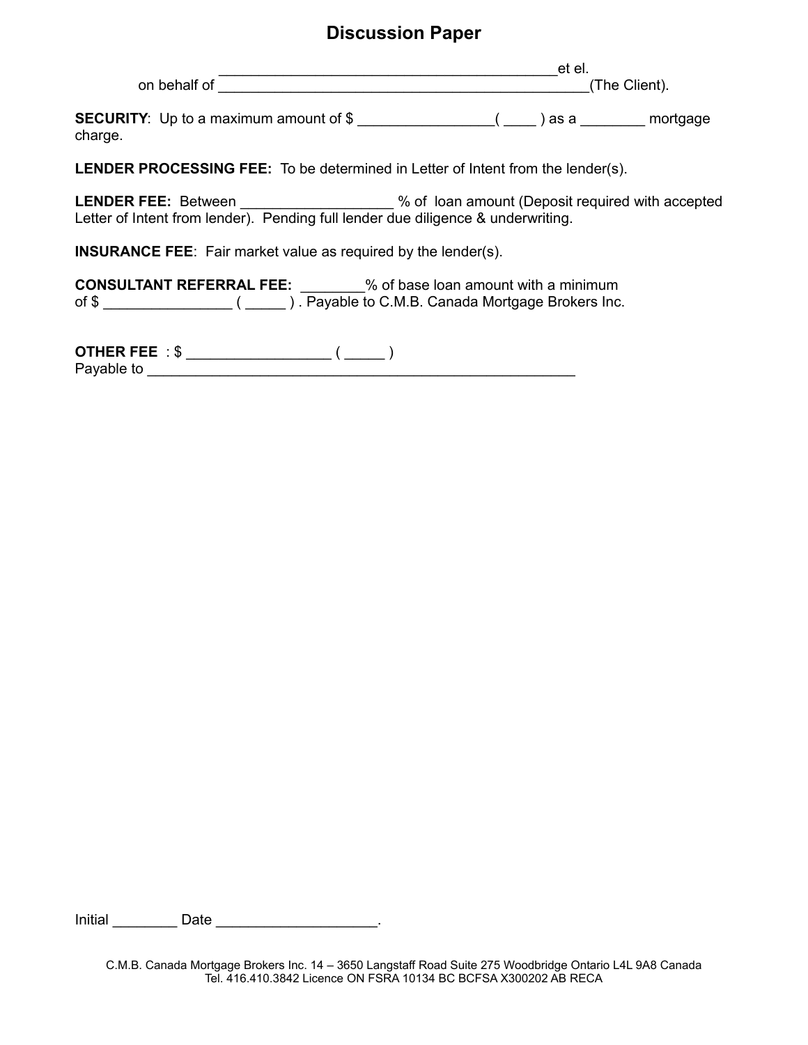# Discussion Paper

___________________________________________et el.
on behalf of _______________________________________________(The Client).

**SECURITY**: Up to a maximum amount of $ ________________( ____ ) as a ________ mortgage charge.

**LENDER PROCESSING FEE:** To be determined in Letter of Intent from the lender(s).

**LENDER FEE:** Between __________________ % of loan amount (Deposit required with accepted Letter of Intent from lender). Pending full lender due diligence & underwriting.

**INSURANCE FEE**: Fair market value as required by the lender(s).

**CONSULTANT REFERRAL FEE:** ________% of base loan amount with a minimum of $ ________________ ( _____ ) . Payable to C.M.B. Canada Mortgage Brokers Inc.

**OTHER FEE** : $ _________________ ( _____ )
Payable to _______________________________________________________

Initial ________ Date ____________________.

C.M.B. Canada Mortgage Brokers Inc. 14 – 3650 Langstaff Road Suite 275 Woodbridge Ontario L4L 9A8 Canada
Tel. 416.410.3842 Licence ON FSRA 10134 BC BCFSA X300202 AB RECA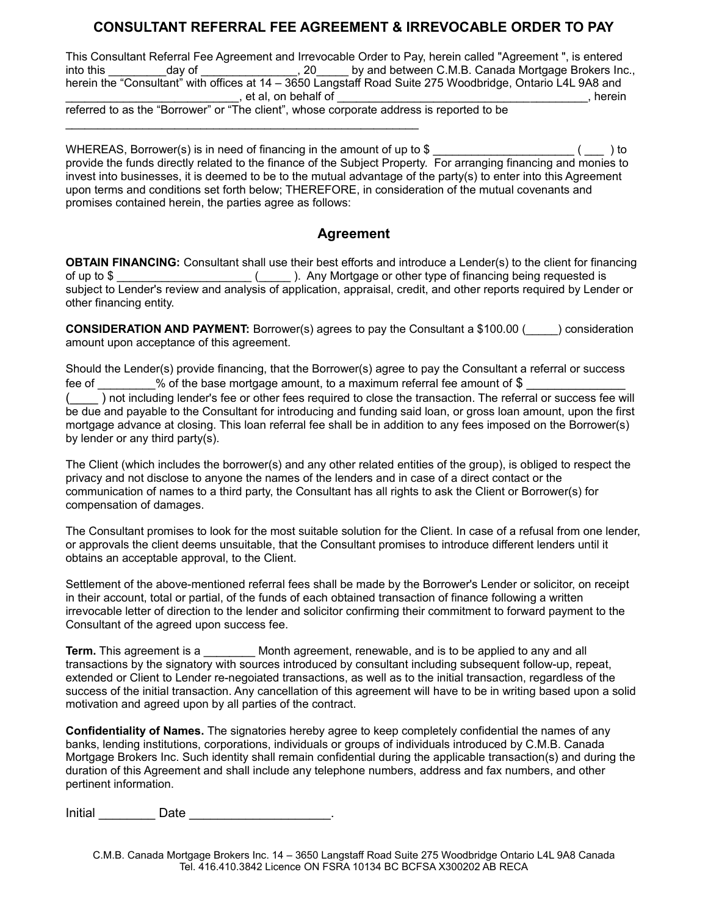# CONSULTANT REFERRAL FEE AGREEMENT & IRREVOCABLE ORDER TO PAY

This Consultant Referral Fee Agreement and Irrevocable Order to Pay, herein called "Agreement ", is entered into this _________day of _______________, 20_____ by and between C.M.B. Canada Mortgage Brokers Inc., herein the “Consultant” with offices at 14 – 3650 Langstaff Road Suite 275 Woodbridge, Ontario L4L 9A8 and ___________________________, et al, on behalf of ________________________________________, herein referred to as the “Borrower” or “The client”, whose corporate address is reported to be ___________________________________________________________

WHEREAS, Borrower(s) is in need of financing in the amount of up to $ _____________________ ( ___ ) to provide the funds directly related to the finance of the Subject Property. For arranging financing and monies to invest into businesses, it is deemed to be to the mutual advantage of the party(s) to enter into this Agreement upon terms and conditions set forth below; THEREFORE, in consideration of the mutual covenants and promises contained herein, the parties agree as follows:

## Agreement

**OBTAIN FINANCING:** Consultant shall use their best efforts and introduce a Lender(s) to the client for financing of up to $ _____________________ (_____ ). Any Mortgage or other type of financing being requested is subject to Lender's review and analysis of application, appraisal, credit, and other reports required by Lender or other financing entity.

**CONSIDERATION AND PAYMENT:** Borrower(s) agrees to pay the Consultant a $100.00 (_____) consideration amount upon acceptance of this agreement.

Should the Lender(s) provide financing, that the Borrower(s) agree to pay the Consultant a referral or success fee of _________% of the base mortgage amount, to a maximum referral fee amount of $ _______________ (____ ) not including lender's fee or other fees required to close the transaction. The referral or success fee will be due and payable to the Consultant for introducing and funding said loan, or gross loan amount, upon the first mortgage advance at closing. This loan referral fee shall be in addition to any fees imposed on the Borrower(s) by lender or any third party(s).

The Client (which includes the borrower(s) and any other related entities of the group), is obliged to respect the privacy and not disclose to anyone the names of the lenders and in case of a direct contact or the communication of names to a third party, the Consultant has all rights to ask the Client or Borrower(s) for compensation of damages.

The Consultant promises to look for the most suitable solution for the Client. In case of a refusal from one lender, or approvals the client deems unsuitable, that the Consultant promises to introduce different lenders until it obtains an acceptable approval, to the Client.

Settlement of the above-mentioned referral fees shall be made by the Borrower's Lender or solicitor, on receipt in their account, total or partial, of the funds of each obtained transaction of finance following a written irrevocable letter of direction to the lender and solicitor confirming their commitment to forward payment to the Consultant of the agreed upon success fee.

**Term.** This agreement is a ________ Month agreement, renewable, and is to be applied to any and all transactions by the signatory with sources introduced by consultant including subsequent follow-up, repeat, extended or Client to Lender re-negoiated transactions, as well as to the initial transaction, regardless of the success of the initial transaction. Any cancellation of this agreement will have to be in writing based upon a solid motivation and agreed upon by all parties of the contract.

**Confidentiality of Names.** The signatories hereby agree to keep completely confidential the names of any banks, lending institutions, corporations, individuals or groups of individuals introduced by C.M.B. Canada Mortgage Brokers Inc. Such identity shall remain confidential during the applicable transaction(s) and during the duration of this Agreement and shall include any telephone numbers, address and fax numbers, and other pertinent information.

Initial ________ Date ____________________.

C.M.B. Canada Mortgage Brokers Inc. 14 – 3650 Langstaff Road Suite 275 Woodbridge Ontario L4L 9A8 Canada
Tel. 416.410.3842 Licence ON FSRA 10134 BC BCFSA X300202 AB RECA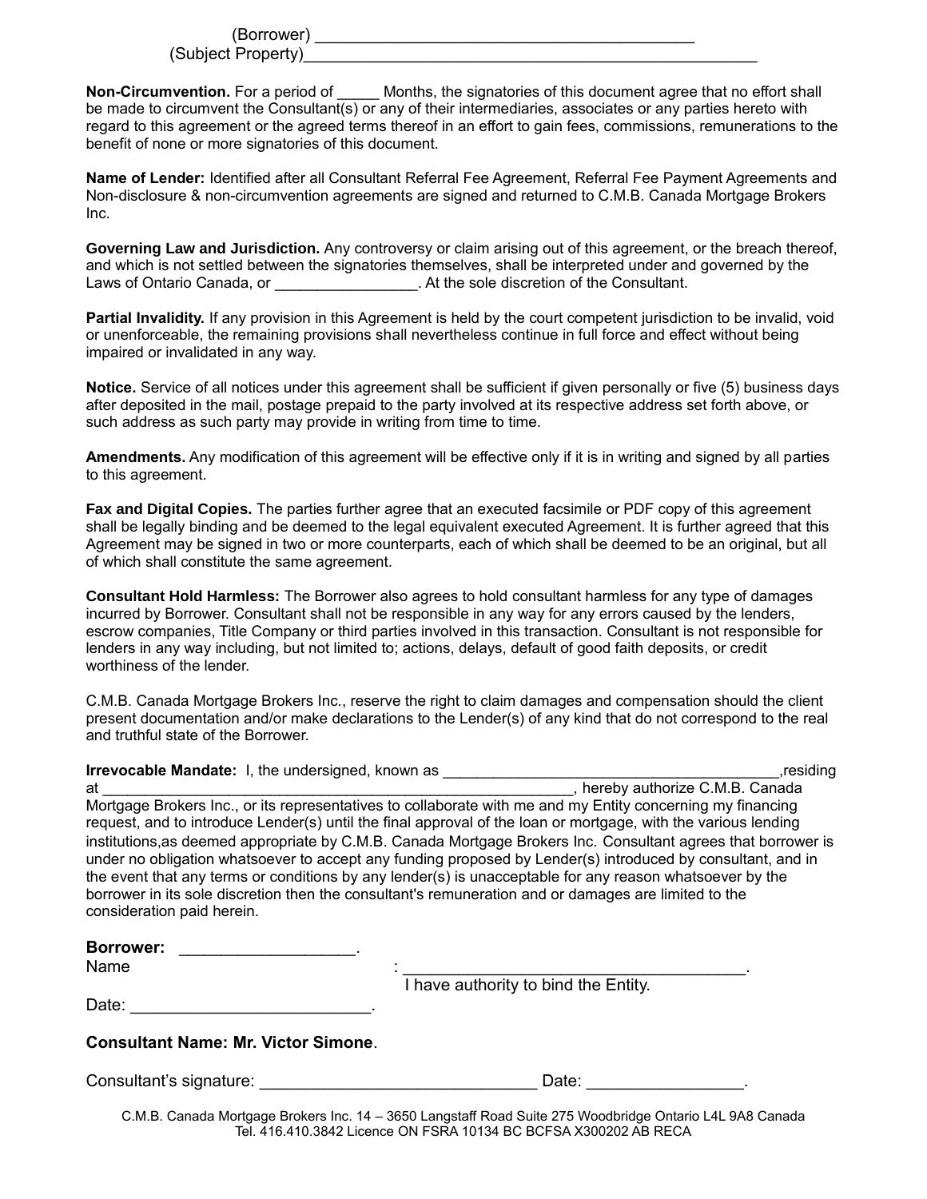(Borrower) ________________________________________

(Subject Property)________________________________________________

**Non-Circumvention.** For a period of _____ Months, the signatories of this document agree that no effort shall be made to circumvent the Consultant(s) or any of their intermediaries, associates or any parties hereto with regard to this agreement or the agreed terms thereof in an effort to gain fees, commissions, remunerations to the benefit of none or more signatories of this document.

**Name of Lender:** Identified after all Consultant Referral Fee Agreement, Referral Fee Payment Agreements and Non-disclosure & non-circumvention agreements are signed and returned to C.M.B. Canada Mortgage Brokers Inc.

**Governing Law and Jurisdiction.** Any controversy or claim arising out of this agreement, or the breach thereof, and which is not settled between the signatories themselves, shall be interpreted under and governed by the Laws of Ontario Canada, or _________________. At the sole discretion of the Consultant.

**Partial Invalidity.** If any provision in this Agreement is held by the court competent jurisdiction to be invalid, void or unenforceable, the remaining provisions shall nevertheless continue in full force and effect without being impaired or invalidated in any way.

**Notice.** Service of all notices under this agreement shall be sufficient if given personally or five (5) business days after deposited in the mail, postage prepaid to the party involved at its respective address set forth above, or such address as such party may provide in writing from time to time.

**Amendments.** Any modification of this agreement will be effective only if it is in writing and signed by all parties to this agreement.

**Fax and Digital Copies.** The parties further agree that an executed facsimile or PDF copy of this agreement shall be legally binding and be deemed to the legal equivalent executed Agreement. It is further agreed that this Agreement may be signed in two or more counterparts, each of which shall be deemed to be an original, but all of which shall constitute the same agreement.

**Consultant Hold Harmless:** The Borrower also agrees to hold consultant harmless for any type of damages incurred by Borrower. Consultant shall not be responsible in any way for any errors caused by the lenders, escrow companies, Title Company or third parties involved in this transaction. Consultant is not responsible for lenders in any way including, but not limited to; actions, delays, default of good faith deposits, or credit worthiness of the lender.

C.M.B. Canada Mortgage Brokers Inc., reserve the right to claim damages and compensation should the client present documentation and/or make declarations to the Lender(s) of any kind that do not correspond to the real and truthful state of the Borrower.

**Irrevocable Mandate:** I, the undersigned, known as ________________________________________,residing at ________________________________________________________, hereby authorize C.M.B. Canada Mortgage Brokers Inc., or its representatives to collaborate with me and my Entity concerning my financing request, and to introduce Lender(s) until the final approval of the loan or mortgage, with the various lending institutions,as deemed appropriate by C.M.B. Canada Mortgage Brokers Inc. Consultant agrees that borrower is under no obligation whatsoever to accept any funding proposed by Lender(s) introduced by consultant, and in the event that any terms or conditions by any lender(s) is unacceptable for any reason whatsoever by the borrower in its sole discretion then the consultant's remuneration and or damages are limited to the consideration paid herein.

**Borrower:** ___________________.

Name : ______________________________________.

I have authority to bind the Entity.

Date: __________________________.

**Consultant Name: Mr. Victor Simone**.

Consultant's signature: ______________________________ Date: ________________.

C.M.B. Canada Mortgage Brokers Inc. 14 – 3650 Langstaff Road Suite 275 Woodbridge Ontario L4L 9A8 Canada
Tel. 416.410.3842 Licence ON FSRA 10134 BC BCFSA X300202 AB RECA